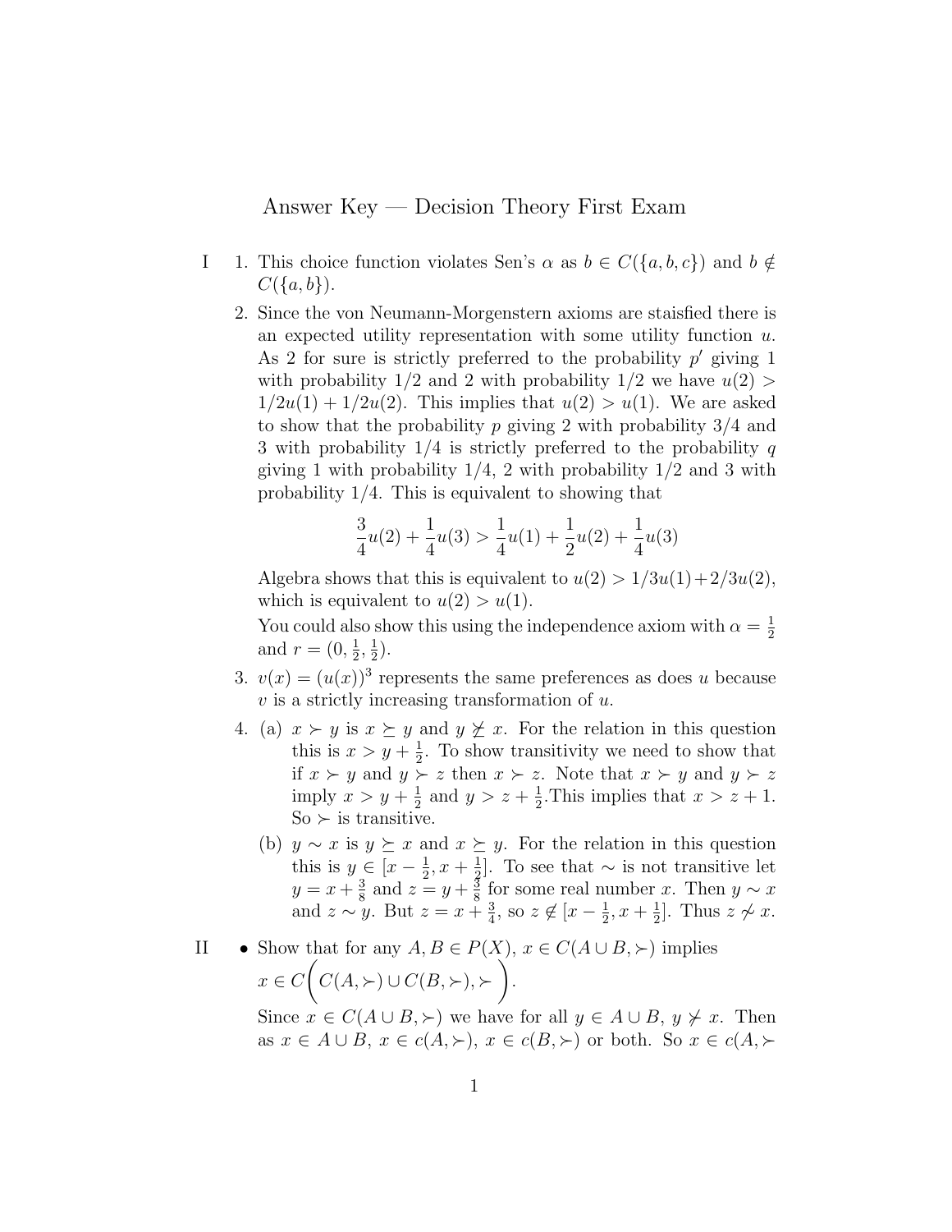# Answer Key — Decision Theory First Exam

I

1. This choice function violates Sen's $\alpha$ as $b \in C(\{a, b, c\})$ and $b \notin C(\{a, b\})$.

2. Since the von Neumann-Morgenstern axioms are staisfied there is an expected utility representation with some utility function $u$. As 2 for sure is strictly preferred to the probability $p'$ giving 1 with probability 1/2 and 2 with probability 1/2 we have $u(2) > 1/2u(1) + 1/2u(2)$. This implies that $u(2) > u(1)$. We are asked to show that the probability $p$ giving 2 with probability 3/4 and 3 with probability 1/4 is strictly preferred to the probability $q$ giving 1 with probability 1/4, 2 with probability 1/2 and 3 with probability 1/4. This is equivalent to showing that

$$\frac{3}{4}u(2) + \frac{1}{4}u(3) > \frac{1}{4}u(1) + \frac{1}{2}u(2) + \frac{1}{4}u(3)$$

Algebra shows that this is equivalent to $u(2) > 1/3u(1) + 2/3u(2)$, which is equivalent to $u(2) > u(1)$.

You could also show this using the independence axiom with $\alpha = \frac{1}{2}$ and $r = (0, \frac{1}{2}, \frac{1}{2})$.

3. $v(x) = (u(x))^3$ represents the same preferences as does $u$ because $v$ is a strictly increasing transformation of $u$.

4. (a) $x \succ y$ is $x \succeq y$ and $y \not\succeq x$. For the relation in this question this is $x > y + \frac{1}{2}$. To show transitivity we need to show that if $x \succ y$ and $y \succ z$ then $x \succ z$. Note that $x \succ y$ and $y \succ z$ imply $x > y + \frac{1}{2}$ and $y > z + \frac{1}{2}$.This implies that $x > z + 1$. So $\succ$ is transitive.

   (b) $y \sim x$ is $y \succeq x$ and $x \succeq y$. For the relation in this question this is $y \in [x - \frac{1}{2}, x + \frac{1}{2}]$. To see that $\sim$ is not transitive let $y = x + \frac{3}{8}$ and $z = y + \frac{3}{8}$ for some real number $x$. Then $y \sim x$ and $z \sim y$. But $z = x + \frac{3}{4}$, so $z \notin [x - \frac{1}{2}, x + \frac{1}{2}]$. Thus $z \not\sim x$.

II

- Show that for any $A, B \in P(X)$, $x \in C(A \cup B, \succ)$ implies $x \in C\bigg(C(A, \succ) \cup C(B, \succ), \succ\bigg)$.

  Since $x \in C(A \cup B, \succ)$ we have for all $y \in A \cup B$, $y \not\succ x$. Then as $x \in A \cup B$, $x \in c(A, \succ)$, $x \in c(B, \succ)$ or both. So $x \in c(A, \succ$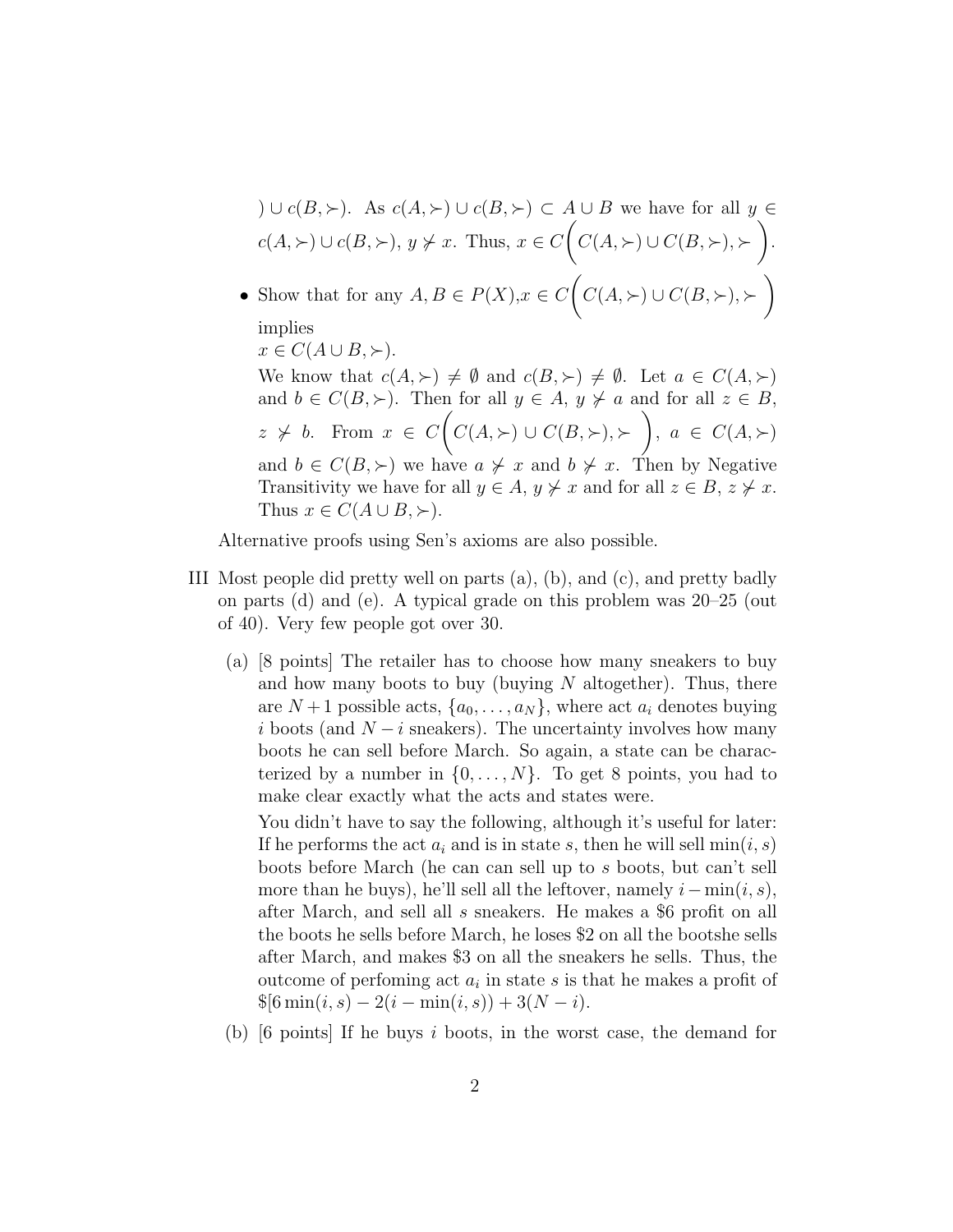$) \cup c(B, \succ)$. As $c(A, \succ) \cup c(B, \succ) \subset A \cup B$ we have for all $y \in c(A, \succ) \cup c(B, \succ)$, $y \not\succ x$. Thus, $x \in C\Big(C(A, \succ) \cup C(B, \succ), \succ\Big)$.

- Show that for any $A, B \in P(X)$, $x \in C\Big(C(A, \succ) \cup C(B, \succ), \succ\Big)$ implies
  $x \in C(A \cup B, \succ)$.

  We know that $c(A, \succ) \neq \emptyset$ and $c(B, \succ) \neq \emptyset$. Let $a \in C(A, \succ)$ and $b \in C(B, \succ)$. Then for all $y \in A$, $y \not\succ a$ and for all $z \in B$, $z \not\succ b$. From $x \in C\Big(C(A, \succ) \cup C(B, \succ), \succ\Big)$, $a \in C(A, \succ)$ and $b \in C(B, \succ)$ we have $a \not\succ x$ and $b \not\succ x$. Then by Negative Transitivity we have for all $y \in A$, $y \not\succ x$ and for all $z \in B$, $z \not\succ x$. Thus $x \in C(A \cup B, \succ)$.

Alternative proofs using Sen's axioms are also possible.

III Most people did pretty well on parts (a), (b), and (c), and pretty badly on parts (d) and (e). A typical grade on this problem was 20–25 (out of 40). Very few people got over 30.

(a) [8 points] The retailer has to choose how many sneakers to buy and how many boots to buy (buying $N$ altogether). Thus, there are $N+1$ possible acts, $\{a_0, \ldots, a_N\}$, where act $a_i$ denotes buying $i$ boots (and $N-i$ sneakers). The uncertainty involves how many boots he can sell before March. So again, a state can be characterized by a number in $\{0, \ldots, N\}$. To get 8 points, you had to make clear exactly what the acts and states were.

You didn't have to say the following, although it's useful for later: If he performs the act $a_i$ and is in state $s$, then he will sell $\min(i, s)$ boots before March (he can can sell up to $s$ boots, but can't sell more than he buys), he'll sell all the leftover, namely $i - \min(i, s)$, after March, and sell all $s$ sneakers. He makes a \$6 profit on all the boots he sells before March, he loses \$2 on all the bootshe sells after March, and makes \$3 on all the sneakers he sells. Thus, the outcome of perfoming act $a_i$ in state $s$ is that he makes a profit of $\$[6\min(i, s) - 2(i - \min(i, s)) + 3(N - i)$.

(b) [6 points] If he buys $i$ boots, in the worst case, the demand for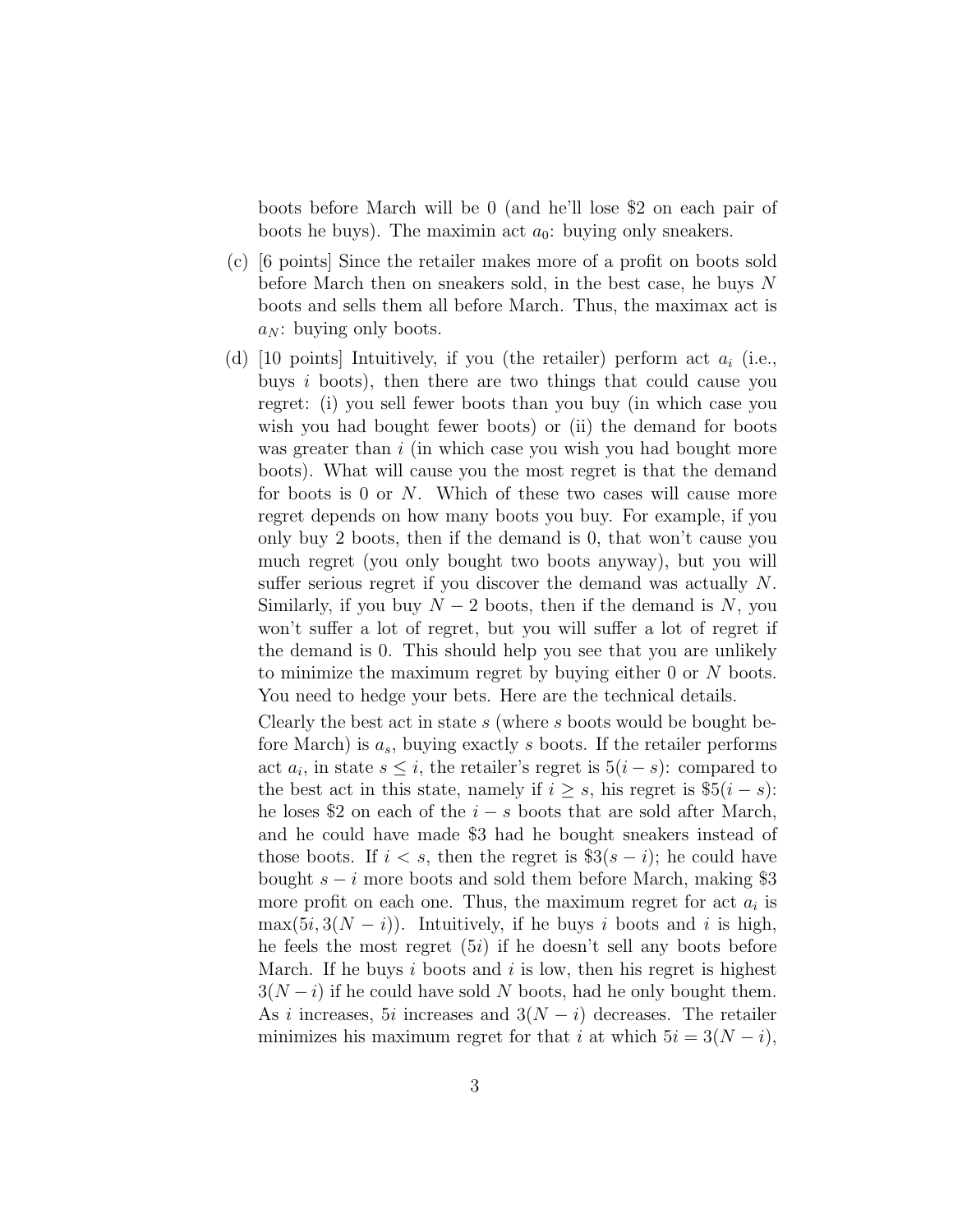boots before March will be 0 (and he'll lose \$2 on each pair of boots he buys). The maximin act $a_0$: buying only sneakers.

(c) [6 points] Since the retailer makes more of a profit on boots sold before March then on sneakers sold, in the best case, he buys $N$ boots and sells them all before March. Thus, the maximax act is $a_N$: buying only boots.

(d) [10 points] Intuitively, if you (the retailer) perform act $a_i$ (i.e., buys $i$ boots), then there are two things that could cause you regret: (i) you sell fewer boots than you buy (in which case you wish you had bought fewer boots) or (ii) the demand for boots was greater than $i$ (in which case you wish you had bought more boots). What will cause you the most regret is that the demand for boots is 0 or $N$. Which of these two cases will cause more regret depends on how many boots you buy. For example, if you only buy 2 boots, then if the demand is 0, that won't cause you much regret (you only bought two boots anyway), but you will suffer serious regret if you discover the demand was actually $N$. Similarly, if you buy $N-2$ boots, then if the demand is $N$, you won't suffer a lot of regret, but you will suffer a lot of regret if the demand is 0. This should help you see that you are unlikely to minimize the maximum regret by buying either 0 or $N$ boots. You need to hedge your bets. Here are the technical details.

Clearly the best act in state $s$ (where $s$ boots would be bought before March) is $a_s$, buying exactly $s$ boots. If the retailer performs act $a_i$, in state $s \leq i$, the retailer's regret is $5(i-s)$: compared to the best act in this state, namely if $i \geq s$, his regret is $\$5(i-s)$: he loses \$2 on each of the $i-s$ boots that are sold after March, and he could have made \$3 had he bought sneakers instead of those boots. If $i < s$, then the regret is $\$3(s-i)$; he could have bought $s-i$ more boots and sold them before March, making \$3 more profit on each one. Thus, the maximum regret for act $a_i$ is $\max(5i, 3(N-i))$. Intuitively, if he buys $i$ boots and $i$ is high, he feels the most regret ($5i$) if he doesn't sell any boots before March. If he buys $i$ boots and $i$ is low, then his regret is highest $3(N-i)$ if he could have sold $N$ boots, had he only bought them. As $i$ increases, $5i$ increases and $3(N-i)$ decreases. The retailer minimizes his maximum regret for that $i$ at which $5i = 3(N-i)$,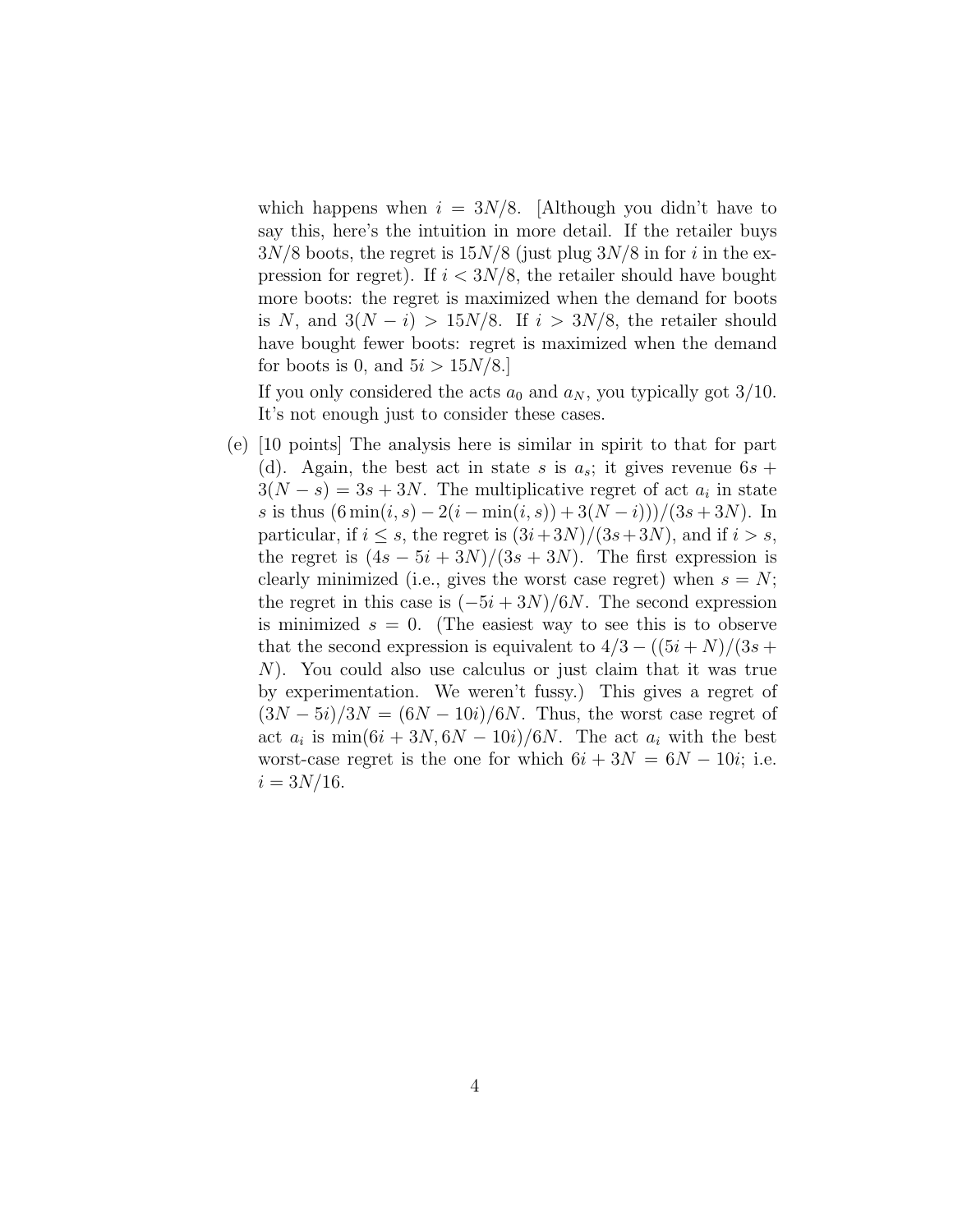which happens when $i = 3N/8$. [Although you didn't have to say this, here's the intuition in more detail. If the retailer buys $3N/8$ boots, the regret is $15N/8$ (just plug $3N/8$ in for $i$ in the expression for regret). If $i < 3N/8$, the retailer should have bought more boots: the regret is maximized when the demand for boots is $N$, and $3(N - i) > 15N/8$. If $i > 3N/8$, the retailer should have bought fewer boots: regret is maximized when the demand for boots is 0, and $5i > 15N/8$.]

If you only considered the acts $a_0$ and $a_N$, you typically got 3/10. It's not enough just to consider these cases.

(e) [10 points] The analysis here is similar in spirit to that for part (d). Again, the best act in state $s$ is $a_s$; it gives revenue $6s + 3(N - s) = 3s + 3N$. The multiplicative regret of act $a_i$ in state $s$ is thus $(6 \min(i, s) - 2(i - \min(i, s)) + 3(N - i)))/(3s + 3N)$. In particular, if $i \leq s$, the regret is $(3i + 3N)/(3s + 3N)$, and if $i > s$, the regret is $(4s - 5i + 3N)/(3s + 3N)$. The first expression is clearly minimized (i.e., gives the worst case regret) when $s = N$; the regret in this case is $(-5i + 3N)/6N$. The second expression is minimized $s = 0$. (The easiest way to see this is to observe that the second expression is equivalent to $4/3 - ((5i + N)/(3s + N)$. You could also use calculus or just claim that it was true by experimentation. We weren't fussy.) This gives a regret of $(3N - 5i)/3N = (6N - 10i)/6N$. Thus, the worst case regret of act $a_i$ is $\min(6i + 3N, 6N - 10i)/6N$. The act $a_i$ with the best worst-case regret is the one for which $6i + 3N = 6N - 10i$; i.e. $i = 3N/16$.